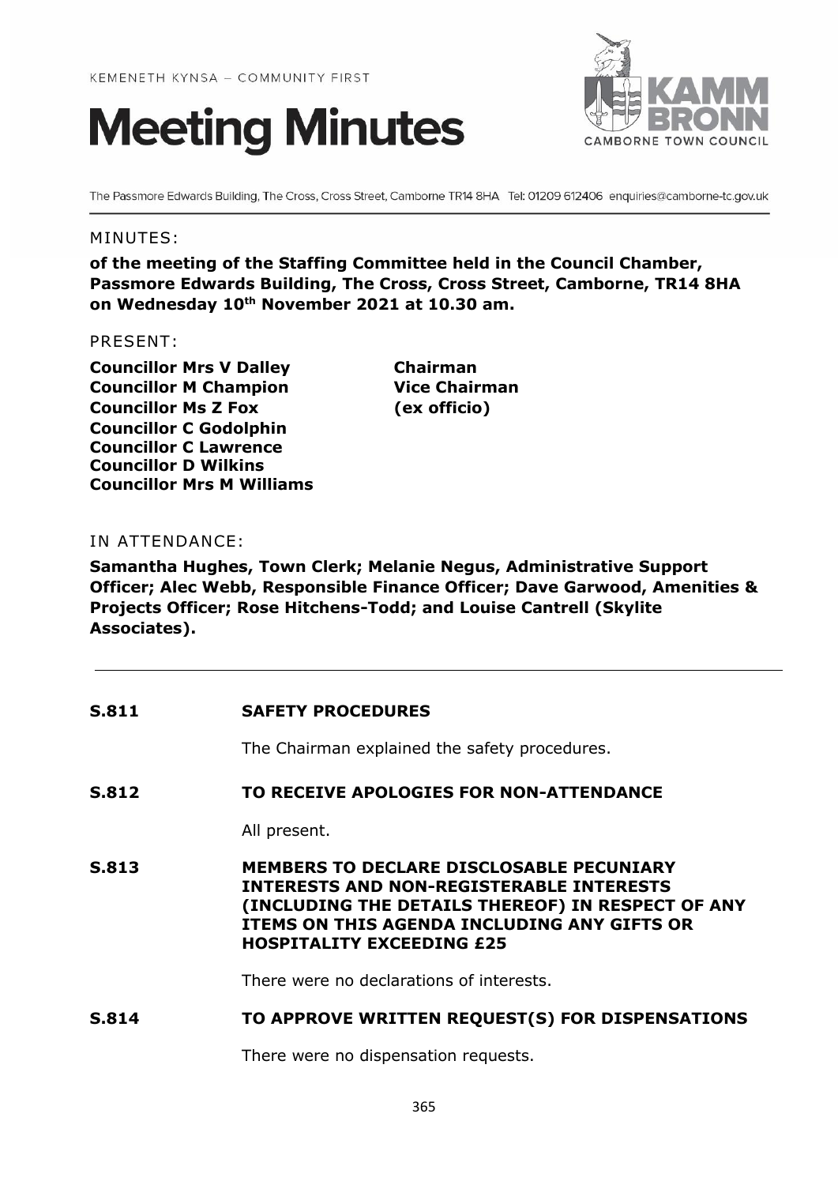KEMENETH KYNSA – COMMUNITY FIRST

# Meeting Minutes

The Passmore Edwards Building, The Cross, Cross Street, Camborne TR14 8HA Tel: 01209 612406 enquiries@camborne-tc.gov.uk

MINUTES:

**of the meeting of the Staffing Committee held in the Council Chamber, Passmore Edwards Building, The Cross, Cross Street, Camborne, TR14 8HA on Wednesday 10th November 2021 at 10.30 am.**

PRESENT:

| | |
|---|---|
| **Councillor Mrs V Dalley** | **Chairman** |
| **Councillor M Champion** | **Vice Chairman** |
| **Councillor Ms Z Fox** | **(ex officio)** |
| **Councillor C Godolphin** | |
| **Councillor C Lawrence** | |
| **Councillor D Wilkins** | |
| **Councillor Mrs M Williams** | |

IN ATTENDANCE:

**Samantha Hughes, Town Clerk; Melanie Negus, Administrative Support Officer; Alec Webb, Responsible Finance Officer; Dave Garwood, Amenities & Projects Officer; Rose Hitchens-Todd; and Louise Cantrell (Skylite Associates).**

---

**S.811 SAFETY PROCEDURES**

The Chairman explained the safety procedures.

**S.812 TO RECEIVE APOLOGIES FOR NON-ATTENDANCE**

All present.

**S.813 MEMBERS TO DECLARE DISCLOSABLE PECUNIARY INTERESTS AND NON-REGISTERABLE INTERESTS (INCLUDING THE DETAILS THEREOF) IN RESPECT OF ANY ITEMS ON THIS AGENDA INCLUDING ANY GIFTS OR HOSPITALITY EXCEEDING £25**

There were no declarations of interests.

**S.814 TO APPROVE WRITTEN REQUEST(S) FOR DISPENSATIONS**

There were no dispensation requests.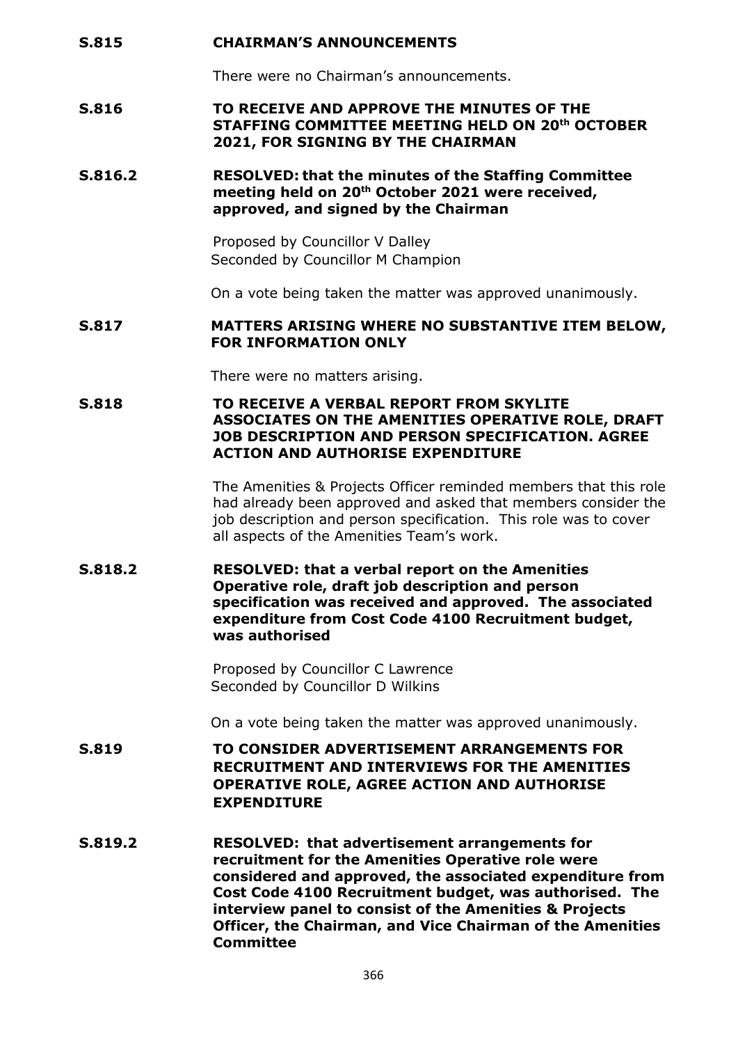**S.815 CHAIRMAN'S ANNOUNCEMENTS**

There were no Chairman's announcements.

**S.816 TO RECEIVE AND APPROVE THE MINUTES OF THE STAFFING COMMITTEE MEETING HELD ON 20th OCTOBER 2021, FOR SIGNING BY THE CHAIRMAN**

**S.816.2 RESOLVED: that the minutes of the Staffing Committee meeting held on 20th October 2021 were received, approved, and signed by the Chairman**

Proposed by Councillor V Dalley
Seconded by Councillor M Champion

On a vote being taken the matter was approved unanimously.

**S.817 MATTERS ARISING WHERE NO SUBSTANTIVE ITEM BELOW, FOR INFORMATION ONLY**

There were no matters arising.

**S.818 TO RECEIVE A VERBAL REPORT FROM SKYLITE ASSOCIATES ON THE AMENITIES OPERATIVE ROLE, DRAFT JOB DESCRIPTION AND PERSON SPECIFICATION. AGREE ACTION AND AUTHORISE EXPENDITURE**

The Amenities & Projects Officer reminded members that this role had already been approved and asked that members consider the job description and person specification. This role was to cover all aspects of the Amenities Team's work.

**S.818.2 RESOLVED: that a verbal report on the Amenities Operative role, draft job description and person specification was received and approved. The associated expenditure from Cost Code 4100 Recruitment budget, was authorised**

Proposed by Councillor C Lawrence
Seconded by Councillor D Wilkins

On a vote being taken the matter was approved unanimously.

**S.819 TO CONSIDER ADVERTISEMENT ARRANGEMENTS FOR RECRUITMENT AND INTERVIEWS FOR THE AMENITIES OPERATIVE ROLE, AGREE ACTION AND AUTHORISE EXPENDITURE**

**S.819.2 RESOLVED: that advertisement arrangements for recruitment for the Amenities Operative role were considered and approved, the associated expenditure from Cost Code 4100 Recruitment budget, was authorised. The interview panel to consist of the Amenities & Projects Officer, the Chairman, and Vice Chairman of the Amenities Committee**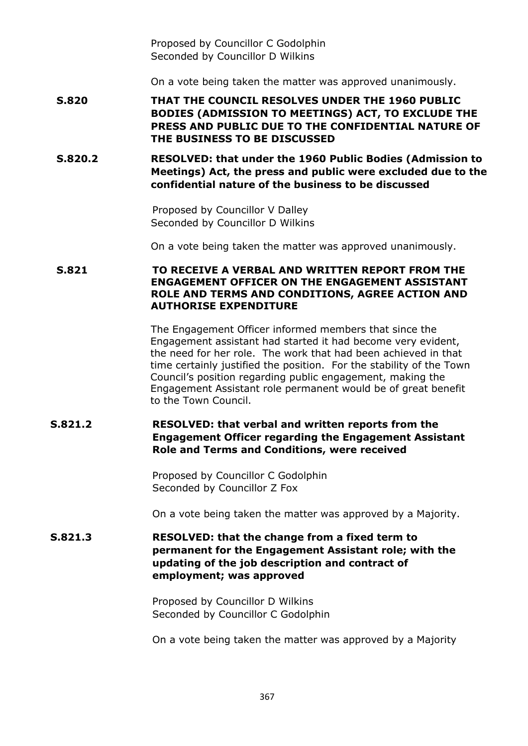Proposed by Councillor C Godolphin
Seconded by Councillor D Wilkins

On a vote being taken the matter was approved unanimously.

**S.820 THAT THE COUNCIL RESOLVES UNDER THE 1960 PUBLIC BODIES (ADMISSION TO MEETINGS) ACT, TO EXCLUDE THE PRESS AND PUBLIC DUE TO THE CONFIDENTIAL NATURE OF THE BUSINESS TO BE DISCUSSED**

**S.820.2 RESOLVED: that under the 1960 Public Bodies (Admission to Meetings) Act, the press and public were excluded due to the confidential nature of the business to be discussed**

Proposed by Councillor V Dalley
Seconded by Councillor D Wilkins

On a vote being taken the matter was approved unanimously.

**S.821 TO RECEIVE A VERBAL AND WRITTEN REPORT FROM THE ENGAGEMENT OFFICER ON THE ENGAGEMENT ASSISTANT ROLE AND TERMS AND CONDITIONS, AGREE ACTION AND AUTHORISE EXPENDITURE**

The Engagement Officer informed members that since the Engagement assistant had started it had become very evident, the need for her role. The work that had been achieved in that time certainly justified the position. For the stability of the Town Council's position regarding public engagement, making the Engagement Assistant role permanent would be of great benefit to the Town Council.

**S.821.2 RESOLVED: that verbal and written reports from the Engagement Officer regarding the Engagement Assistant Role and Terms and Conditions, were received**

Proposed by Councillor C Godolphin
Seconded by Councillor Z Fox

On a vote being taken the matter was approved by a Majority.

**S.821.3 RESOLVED: that the change from a fixed term to permanent for the Engagement Assistant role; with the updating of the job description and contract of employment; was approved**

Proposed by Councillor D Wilkins
Seconded by Councillor C Godolphin

On a vote being taken the matter was approved by a Majority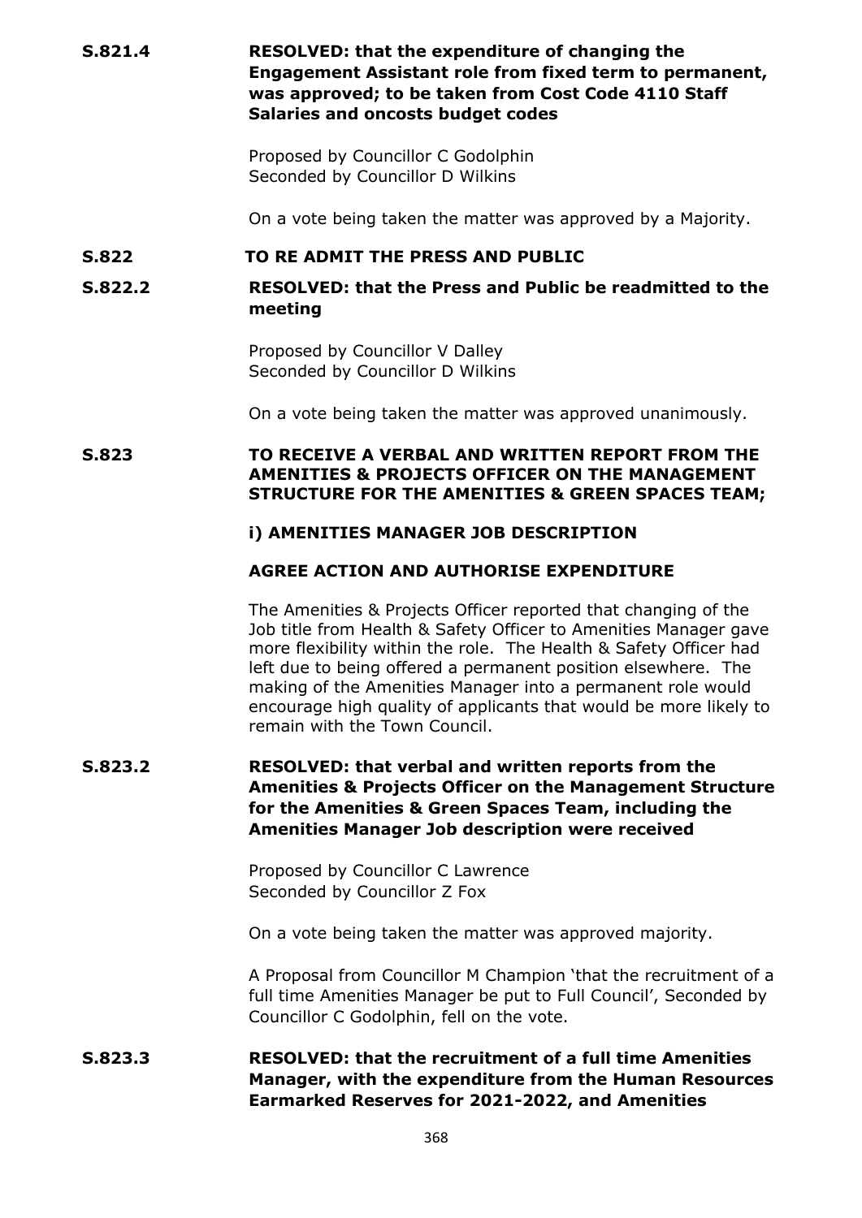**S.821.4** **RESOLVED: that the expenditure of changing the Engagement Assistant role from fixed term to permanent, was approved; to be taken from Cost Code 4110 Staff Salaries and oncosts budget codes**

Proposed by Councillor C Godolphin
Seconded by Councillor D Wilkins

On a vote being taken the matter was approved by a Majority.

**S.822** **TO RE ADMIT THE PRESS AND PUBLIC**

**S.822.2** **RESOLVED: that the Press and Public be readmitted to the meeting**

Proposed by Councillor V Dalley
Seconded by Councillor D Wilkins

On a vote being taken the matter was approved unanimously.

**S.823** **TO RECEIVE A VERBAL AND WRITTEN REPORT FROM THE AMENITIES & PROJECTS OFFICER ON THE MANAGEMENT STRUCTURE FOR THE AMENITIES & GREEN SPACES TEAM;**

**i) AMENITIES MANAGER JOB DESCRIPTION**

**AGREE ACTION AND AUTHORISE EXPENDITURE**

The Amenities & Projects Officer reported that changing of the Job title from Health & Safety Officer to Amenities Manager gave more flexibility within the role. The Health & Safety Officer had left due to being offered a permanent position elsewhere. The making of the Amenities Manager into a permanent role would encourage high quality of applicants that would be more likely to remain with the Town Council.

**S.823.2** **RESOLVED: that verbal and written reports from the Amenities & Projects Officer on the Management Structure for the Amenities & Green Spaces Team, including the Amenities Manager Job description were received**

Proposed by Councillor C Lawrence
Seconded by Councillor Z Fox

On a vote being taken the matter was approved majority.

A Proposal from Councillor M Champion 'that the recruitment of a full time Amenities Manager be put to Full Council', Seconded by Councillor C Godolphin, fell on the vote.

**S.823.3** **RESOLVED: that the recruitment of a full time Amenities Manager, with the expenditure from the Human Resources Earmarked Reserves for 2021-2022, and Amenities**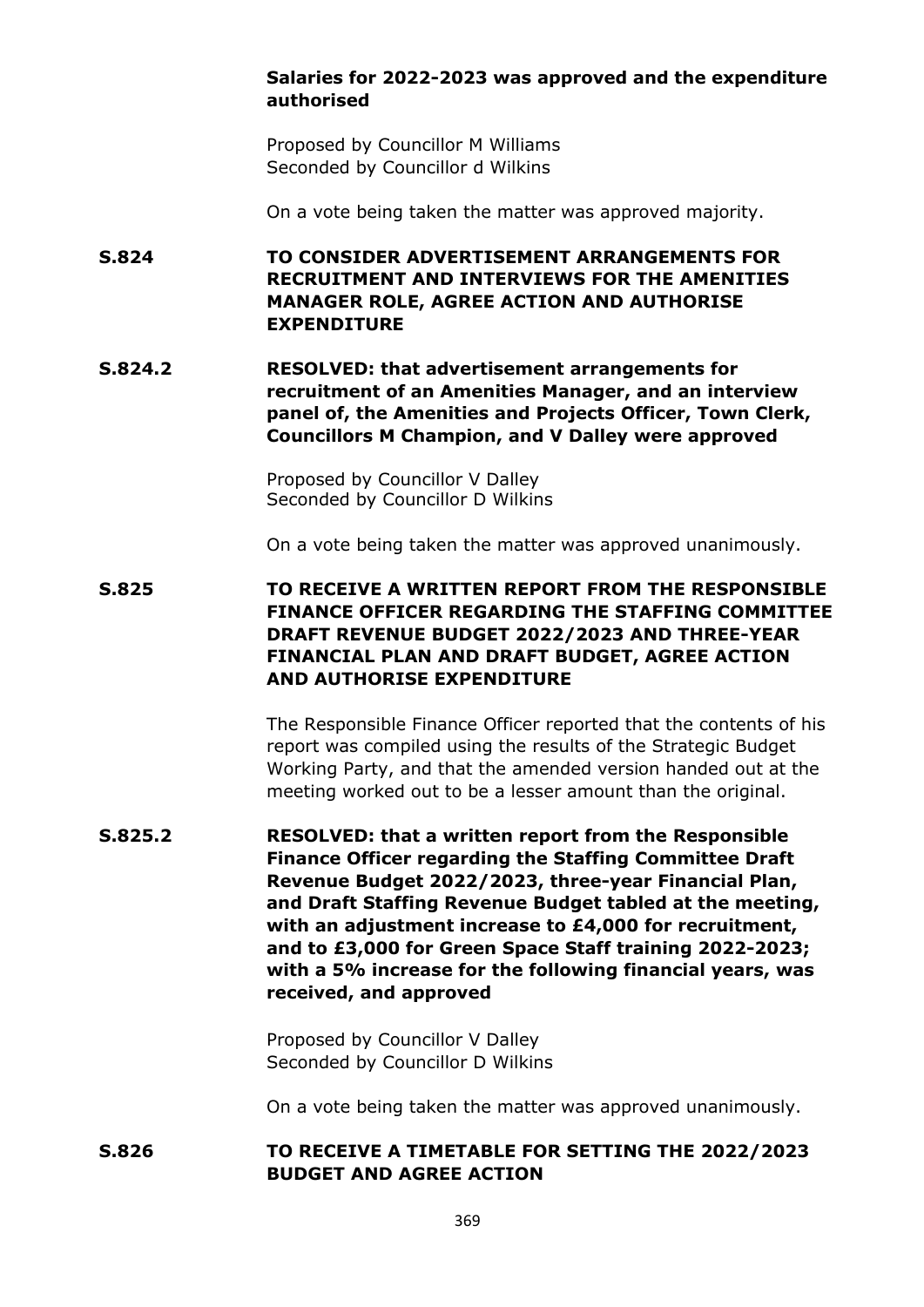**Salaries for 2022-2023 was approved and the expenditure authorised**

Proposed by Councillor M Williams
Seconded by Councillor d Wilkins

On a vote being taken the matter was approved majority.

**S.824 TO CONSIDER ADVERTISEMENT ARRANGEMENTS FOR RECRUITMENT AND INTERVIEWS FOR THE AMENITIES MANAGER ROLE, AGREE ACTION AND AUTHORISE EXPENDITURE**

**S.824.2 RESOLVED: that advertisement arrangements for recruitment of an Amenities Manager, and an interview panel of, the Amenities and Projects Officer, Town Clerk, Councillors M Champion, and V Dalley were approved**

Proposed by Councillor V Dalley
Seconded by Councillor D Wilkins

On a vote being taken the matter was approved unanimously.

**S.825 TO RECEIVE A WRITTEN REPORT FROM THE RESPONSIBLE FINANCE OFFICER REGARDING THE STAFFING COMMITTEE DRAFT REVENUE BUDGET 2022/2023 AND THREE-YEAR FINANCIAL PLAN AND DRAFT BUDGET, AGREE ACTION AND AUTHORISE EXPENDITURE**

The Responsible Finance Officer reported that the contents of his report was compiled using the results of the Strategic Budget Working Party, and that the amended version handed out at the meeting worked out to be a lesser amount than the original.

**S.825.2 RESOLVED: that a written report from the Responsible Finance Officer regarding the Staffing Committee Draft Revenue Budget 2022/2023, three-year Financial Plan, and Draft Staffing Revenue Budget tabled at the meeting, with an adjustment increase to £4,000 for recruitment, and to £3,000 for Green Space Staff training 2022-2023; with a 5% increase for the following financial years, was received, and approved**

Proposed by Councillor V Dalley
Seconded by Councillor D Wilkins

On a vote being taken the matter was approved unanimously.

**S.826 TO RECEIVE A TIMETABLE FOR SETTING THE 2022/2023 BUDGET AND AGREE ACTION**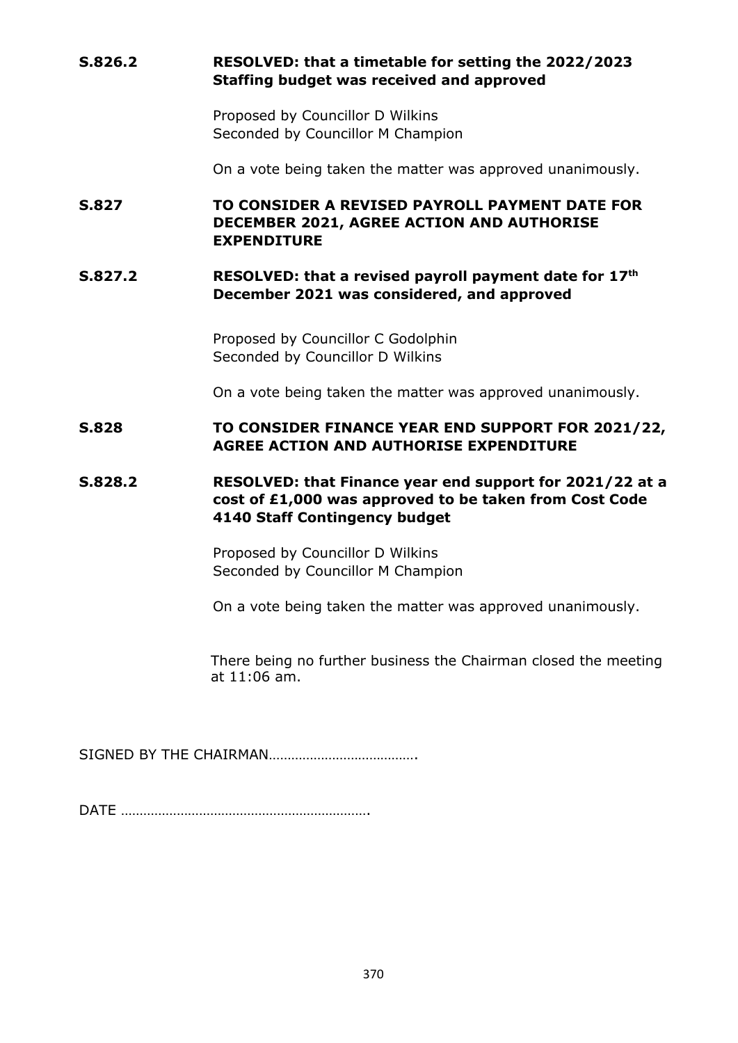**S.826.2 RESOLVED: that a timetable for setting the 2022/2023 Staffing budget was received and approved**

Proposed by Councillor D Wilkins
Seconded by Councillor M Champion

On a vote being taken the matter was approved unanimously.

**S.827 TO CONSIDER A REVISED PAYROLL PAYMENT DATE FOR DECEMBER 2021, AGREE ACTION AND AUTHORISE EXPENDITURE**

**S.827.2 RESOLVED: that a revised payroll payment date for 17th December 2021 was considered, and approved**

Proposed by Councillor C Godolphin
Seconded by Councillor D Wilkins

On a vote being taken the matter was approved unanimously.

**S.828 TO CONSIDER FINANCE YEAR END SUPPORT FOR 2021/22, AGREE ACTION AND AUTHORISE EXPENDITURE**

**S.828.2 RESOLVED: that Finance year end support for 2021/22 at a cost of £1,000 was approved to be taken from Cost Code 4140 Staff Contingency budget**

Proposed by Councillor D Wilkins
Seconded by Councillor M Champion

On a vote being taken the matter was approved unanimously.

There being no further business the Chairman closed the meeting at 11:06 am.

SIGNED BY THE CHAIRMAN…………………………………

DATE ………………………………………………………….